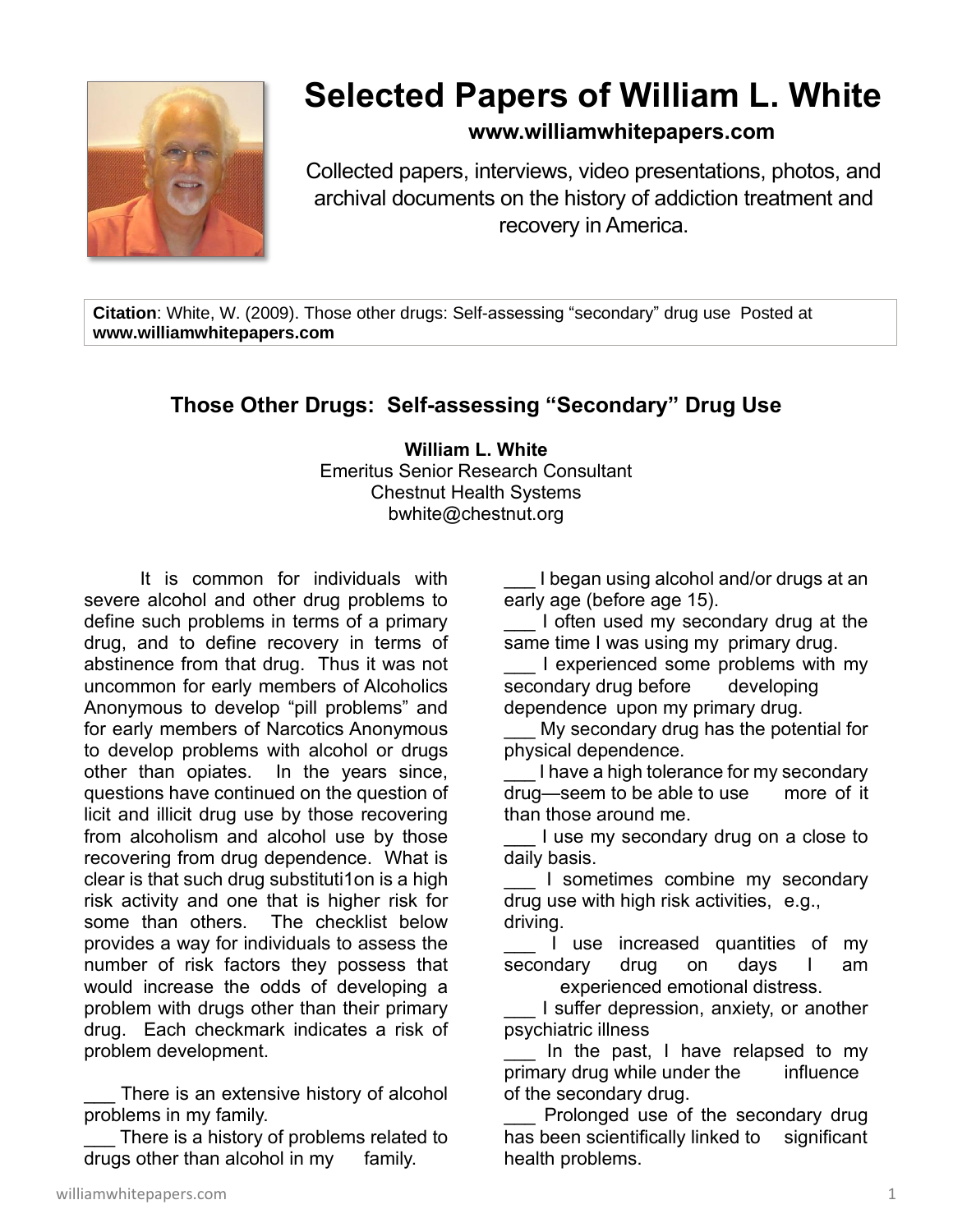# Selected Papers of William L. White

**www.williamwhitepapers.com**

Collected papers, interviews, video presentations, photos, and archival documents on the history of addiction treatment and recovery in America.

**Citation**: White, W. (2009). Those other drugs: Self-assessing "secondary" drug use Posted at **www.williamwhitepapers.com**

## Those Other Drugs: Self-assessing "Secondary" Drug Use

**William L. White**
Emeritus Senior Research Consultant
Chestnut Health Systems
bwhite@chestnut.org

It is common for individuals with severe alcohol and other drug problems to define such problems in terms of a primary drug, and to define recovery in terms of abstinence from that drug. Thus it was not uncommon for early members of Alcoholics Anonymous to develop "pill problems" and for early members of Narcotics Anonymous to develop problems with alcohol or drugs other than opiates. In the years since, questions have continued on the question of licit and illicit drug use by those recovering from alcoholism and alcohol use by those recovering from drug dependence. What is clear is that such drug substituti1on is a high risk activity and one that is higher risk for some than others. The checklist below provides a way for individuals to assess the number of risk factors they possess that would increase the odds of developing a problem with drugs other than their primary drug. Each checkmark indicates a risk of problem development.

___ There is an extensive history of alcohol problems in my family.

___ There is a history of problems related to drugs other than alcohol in my family.

___ I began using alcohol and/or drugs at an early age (before age 15).

___ I often used my secondary drug at the same time I was using my primary drug.

___ I experienced some problems with my secondary drug before developing dependence upon my primary drug.

___ My secondary drug has the potential for physical dependence.

___ I have a high tolerance for my secondary drug—seem to be able to use more of it than those around me.

___ I use my secondary drug on a close to daily basis.

___ I sometimes combine my secondary drug use with high risk activities, e.g., driving.

___ I use increased quantities of my secondary drug on days I am experienced emotional distress.

___ I suffer depression, anxiety, or another psychiatric illness

___ In the past, I have relapsed to my primary drug while under the influence of the secondary drug.

___ Prolonged use of the secondary drug has been scientifically linked to significant health problems.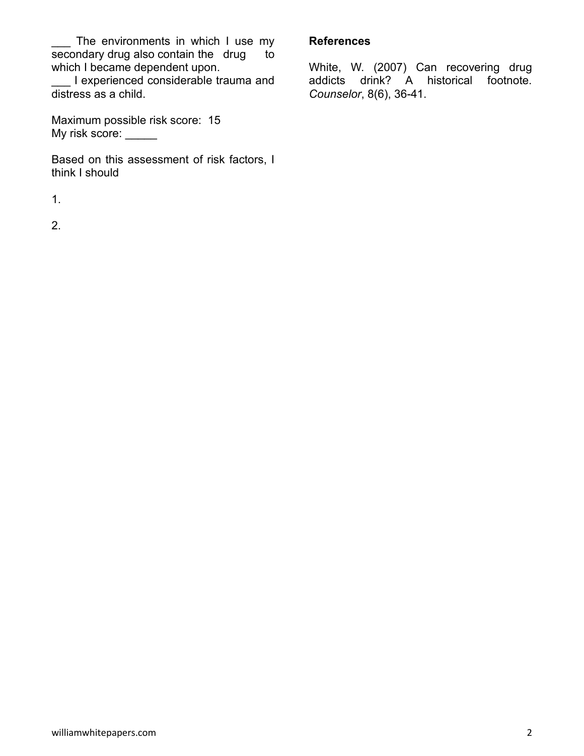___ The environments in which I use my secondary drug also contain the drug to which I became dependent upon.
___ I experienced considerable trauma and distress as a child.

Maximum possible risk score: 15
My risk score: _____

Based on this assessment of risk factors, I think I should

1.

2.

**References**

White, W. (2007) Can recovering drug addicts drink? A historical footnote. *Counselor*, 8(6), 36-41.